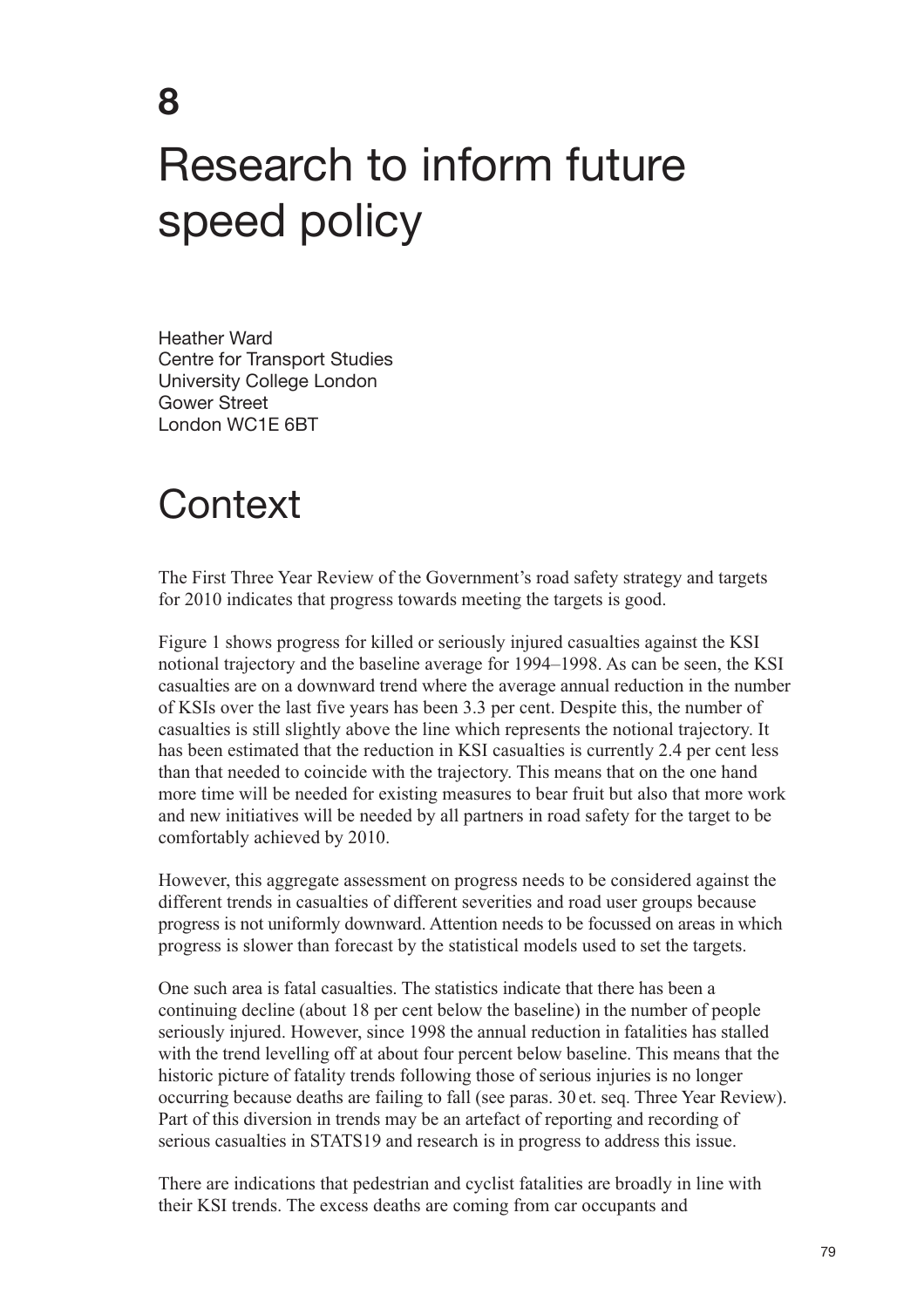# 8

# Research to inform future speed policy

Heather Ward
Centre for Transport Studies
University College London
Gower Street
London WC1E 6BT

## Context

The First Three Year Review of the Government's road safety strategy and targets for 2010 indicates that progress towards meeting the targets is good.

Figure 1 shows progress for killed or seriously injured casualties against the KSI notional trajectory and the baseline average for 1994–1998. As can be seen, the KSI casualties are on a downward trend where the average annual reduction in the number of KSIs over the last five years has been 3.3 per cent. Despite this, the number of casualties is still slightly above the line which represents the notional trajectory. It has been estimated that the reduction in KSI casualties is currently 2.4 per cent less than that needed to coincide with the trajectory. This means that on the one hand more time will be needed for existing measures to bear fruit but also that more work and new initiatives will be needed by all partners in road safety for the target to be comfortably achieved by 2010.

However, this aggregate assessment on progress needs to be considered against the different trends in casualties of different severities and road user groups because progress is not uniformly downward. Attention needs to be focussed on areas in which progress is slower than forecast by the statistical models used to set the targets.

One such area is fatal casualties. The statistics indicate that there has been a continuing decline (about 18 per cent below the baseline) in the number of people seriously injured. However, since 1998 the annual reduction in fatalities has stalled with the trend levelling off at about four percent below baseline. This means that the historic picture of fatality trends following those of serious injuries is no longer occurring because deaths are failing to fall (see paras. 30 et. seq. Three Year Review). Part of this diversion in trends may be an artefact of reporting and recording of serious casualties in STATS19 and research is in progress to address this issue.

There are indications that pedestrian and cyclist fatalities are broadly in line with their KSI trends. The excess deaths are coming from car occupants and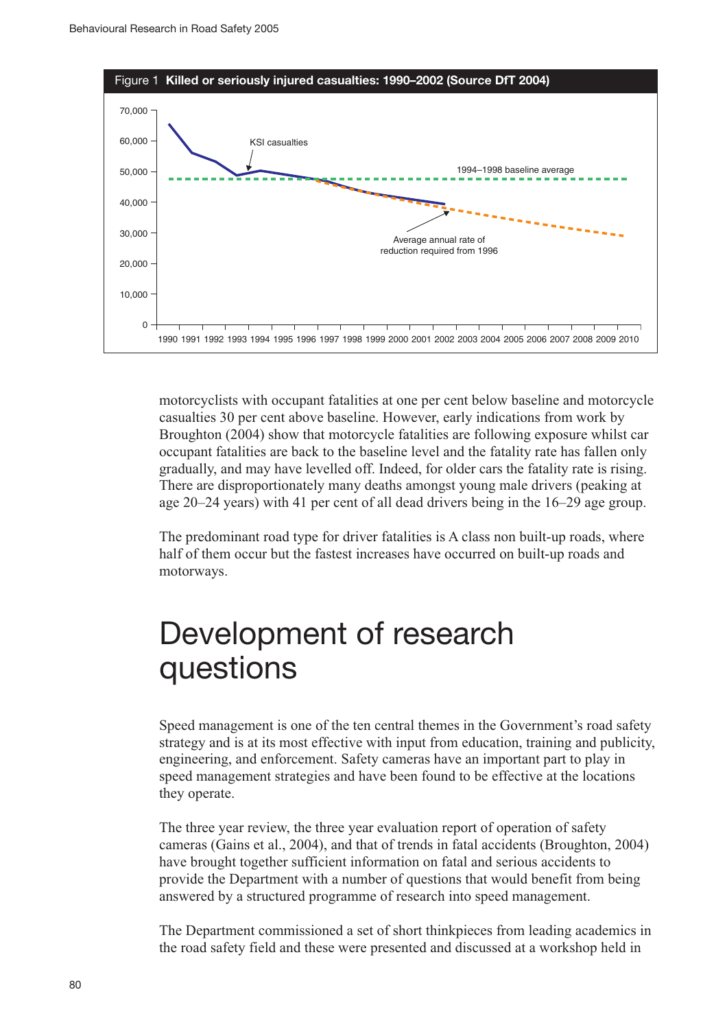Figure 1 **Killed or seriously injured casualties: 1990–2002 (Source DfT 2004)**

motorcyclists with occupant fatalities at one per cent below baseline and motorcycle casualties 30 per cent above baseline. However, early indications from work by Broughton (2004) show that motorcycle fatalities are following exposure whilst car occupant fatalities are back to the baseline level and the fatality rate has fallen only gradually, and may have levelled off. Indeed, for older cars the fatality rate is rising. There are disproportionately many deaths amongst young male drivers (peaking at age 20–24 years) with 41 per cent of all dead drivers being in the 16–29 age group.

The predominant road type for driver fatalities is A class non built-up roads, where half of them occur but the fastest increases have occurred on built-up roads and motorways.

# Development of research questions

Speed management is one of the ten central themes in the Government's road safety strategy and is at its most effective with input from education, training and publicity, engineering, and enforcement. Safety cameras have an important part to play in speed management strategies and have been found to be effective at the locations they operate.

The three year review, the three year evaluation report of operation of safety cameras (Gains et al., 2004), and that of trends in fatal accidents (Broughton, 2004) have brought together sufficient information on fatal and serious accidents to provide the Department with a number of questions that would benefit from being answered by a structured programme of research into speed management.

The Department commissioned a set of short thinkpieces from leading academics in the road safety field and these were presented and discussed at a workshop held in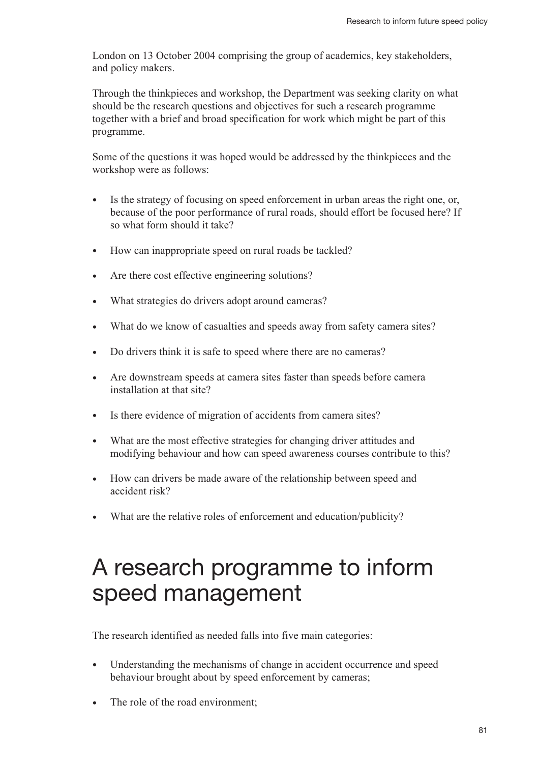London on 13 October 2004 comprising the group of academics, key stakeholders, and policy makers.

Through the thinkpieces and workshop, the Department was seeking clarity on what should be the research questions and objectives for such a research programme together with a brief and broad specification for work which might be part of this programme.

Some of the questions it was hoped would be addressed by the thinkpieces and the workshop were as follows:

- Is the strategy of focusing on speed enforcement in urban areas the right one, or, because of the poor performance of rural roads, should effort be focused here? If so what form should it take?
- How can inappropriate speed on rural roads be tackled?
- Are there cost effective engineering solutions?
- What strategies do drivers adopt around cameras?
- What do we know of casualties and speeds away from safety camera sites?
- Do drivers think it is safe to speed where there are no cameras?
- Are downstream speeds at camera sites faster than speeds before camera installation at that site?
- Is there evidence of migration of accidents from camera sites?
- What are the most effective strategies for changing driver attitudes and modifying behaviour and how can speed awareness courses contribute to this?
- How can drivers be made aware of the relationship between speed and accident risk?
- What are the relative roles of enforcement and education/publicity?

# A research programme to inform speed management

The research identified as needed falls into five main categories:

- Understanding the mechanisms of change in accident occurrence and speed behaviour brought about by speed enforcement by cameras;
- The role of the road environment;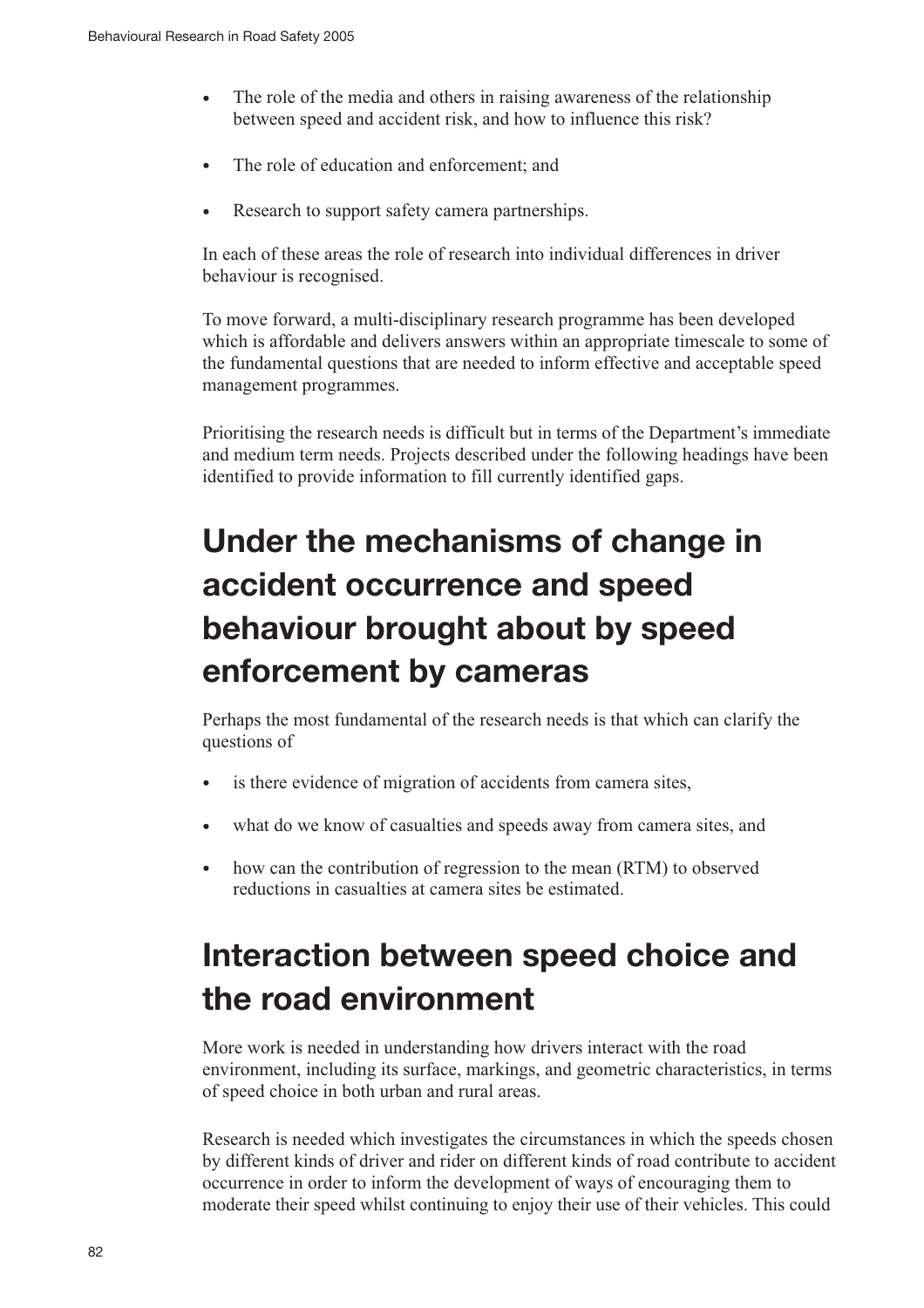- The role of the media and others in raising awareness of the relationship between speed and accident risk, and how to influence this risk?
- The role of education and enforcement; and
- Research to support safety camera partnerships.

In each of these areas the role of research into individual differences in driver behaviour is recognised.

To move forward, a multi-disciplinary research programme has been developed which is affordable and delivers answers within an appropriate timescale to some of the fundamental questions that are needed to inform effective and acceptable speed management programmes.

Prioritising the research needs is difficult but in terms of the Department's immediate and medium term needs. Projects described under the following headings have been identified to provide information to fill currently identified gaps.

## Under the mechanisms of change in accident occurrence and speed behaviour brought about by speed enforcement by cameras

Perhaps the most fundamental of the research needs is that which can clarify the questions of

- is there evidence of migration of accidents from camera sites,
- what do we know of casualties and speeds away from camera sites, and
- how can the contribution of regression to the mean (RTM) to observed reductions in casualties at camera sites be estimated.

## Interaction between speed choice and the road environment

More work is needed in understanding how drivers interact with the road environment, including its surface, markings, and geometric characteristics, in terms of speed choice in both urban and rural areas.

Research is needed which investigates the circumstances in which the speeds chosen by different kinds of driver and rider on different kinds of road contribute to accident occurrence in order to inform the development of ways of encouraging them to moderate their speed whilst continuing to enjoy their use of their vehicles. This could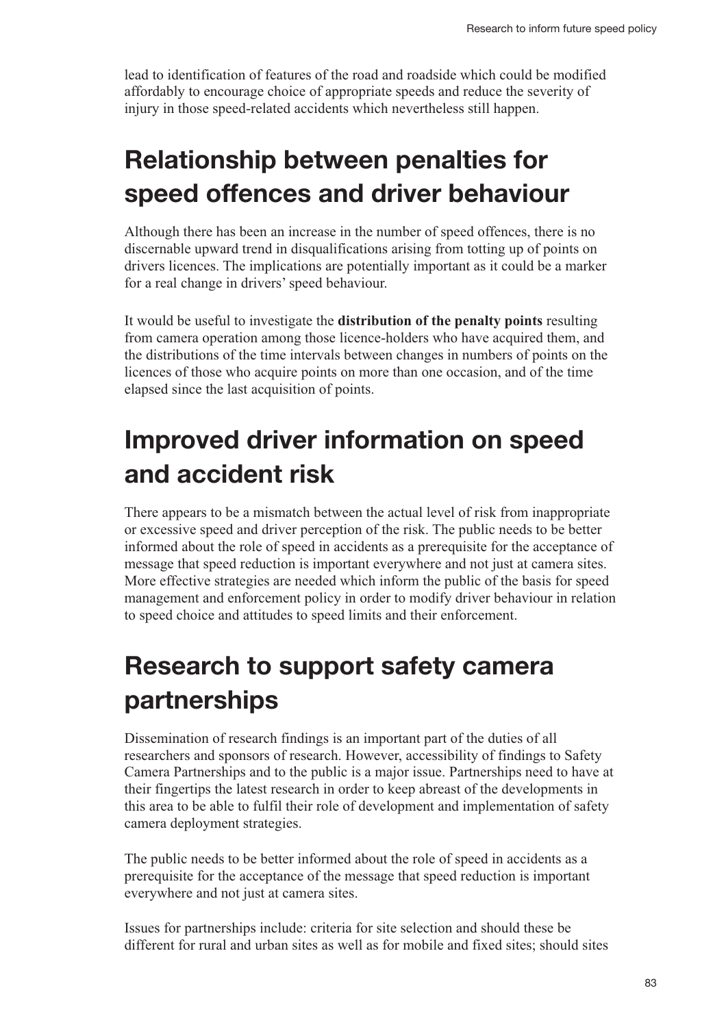lead to identification of features of the road and roadside which could be modified affordably to encourage choice of appropriate speeds and reduce the severity of injury in those speed-related accidents which nevertheless still happen.

## Relationship between penalties for speed offences and driver behaviour

Although there has been an increase in the number of speed offences, there is no discernable upward trend in disqualifications arising from totting up of points on drivers licences. The implications are potentially important as it could be a marker for a real change in drivers' speed behaviour.

It would be useful to investigate the **distribution of the penalty points** resulting from camera operation among those licence-holders who have acquired them, and the distributions of the time intervals between changes in numbers of points on the licences of those who acquire points on more than one occasion, and of the time elapsed since the last acquisition of points.

## Improved driver information on speed and accident risk

There appears to be a mismatch between the actual level of risk from inappropriate or excessive speed and driver perception of the risk. The public needs to be better informed about the role of speed in accidents as a prerequisite for the acceptance of message that speed reduction is important everywhere and not just at camera sites. More effective strategies are needed which inform the public of the basis for speed management and enforcement policy in order to modify driver behaviour in relation to speed choice and attitudes to speed limits and their enforcement.

## Research to support safety camera partnerships

Dissemination of research findings is an important part of the duties of all researchers and sponsors of research. However, accessibility of findings to Safety Camera Partnerships and to the public is a major issue. Partnerships need to have at their fingertips the latest research in order to keep abreast of the developments in this area to be able to fulfil their role of development and implementation of safety camera deployment strategies.

The public needs to be better informed about the role of speed in accidents as a prerequisite for the acceptance of the message that speed reduction is important everywhere and not just at camera sites.

Issues for partnerships include: criteria for site selection and should these be different for rural and urban sites as well as for mobile and fixed sites; should sites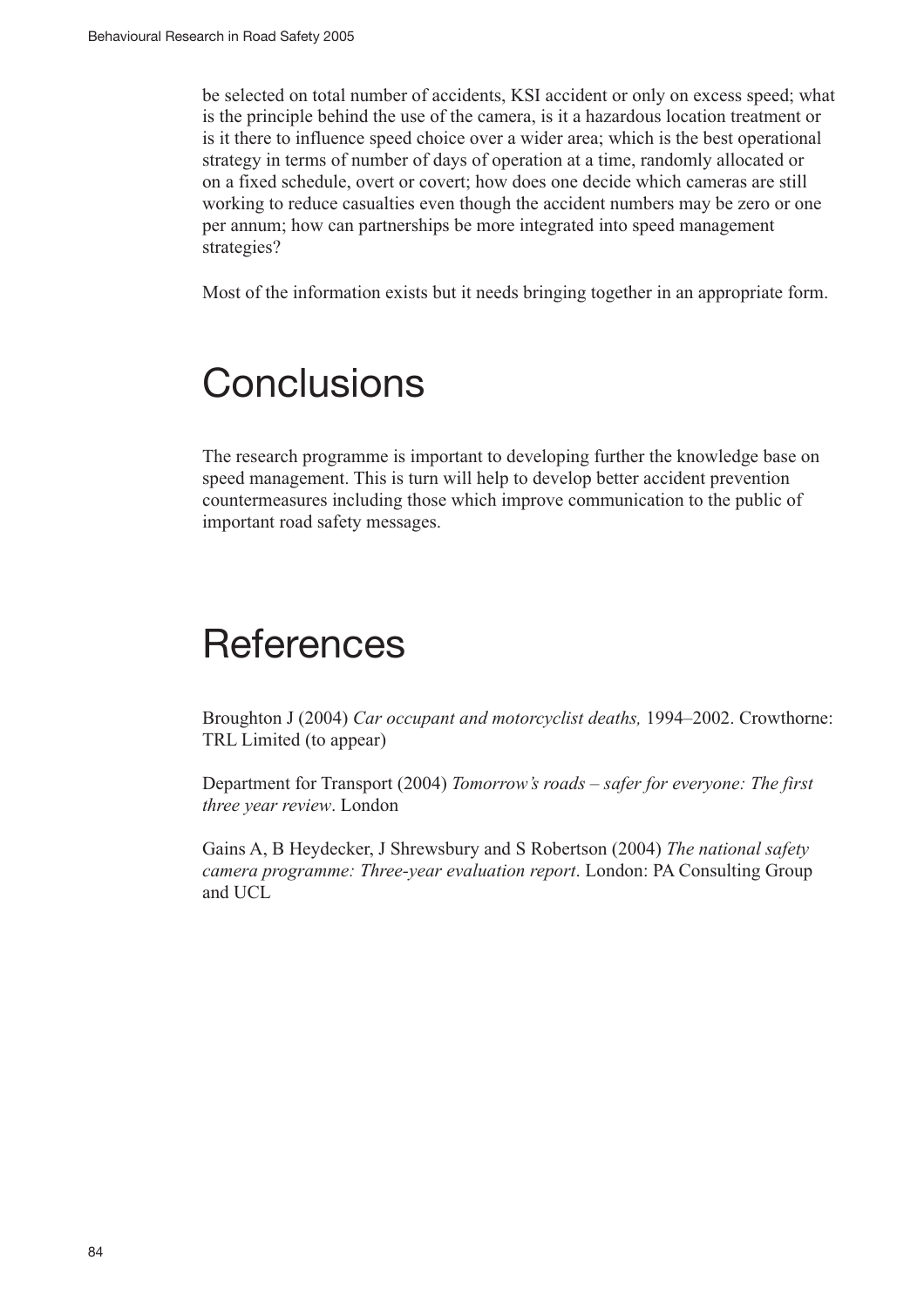be selected on total number of accidents, KSI accident or only on excess speed; what is the principle behind the use of the camera, is it a hazardous location treatment or is it there to influence speed choice over a wider area; which is the best operational strategy in terms of number of days of operation at a time, randomly allocated or on a fixed schedule, overt or covert; how does one decide which cameras are still working to reduce casualties even though the accident numbers may be zero or one per annum; how can partnerships be more integrated into speed management strategies?

Most of the information exists but it needs bringing together in an appropriate form.

# Conclusions

The research programme is important to developing further the knowledge base on speed management. This is turn will help to develop better accident prevention countermeasures including those which improve communication to the public of important road safety messages.

# References

Broughton J (2004) *Car occupant and motorcyclist deaths,* 1994–2002. Crowthorne: TRL Limited (to appear)

Department for Transport (2004) *Tomorrow's roads – safer for everyone: The first three year review*. London

Gains A, B Heydecker, J Shrewsbury and S Robertson (2004) *The national safety camera programme: Three-year evaluation report*. London: PA Consulting Group and UCL